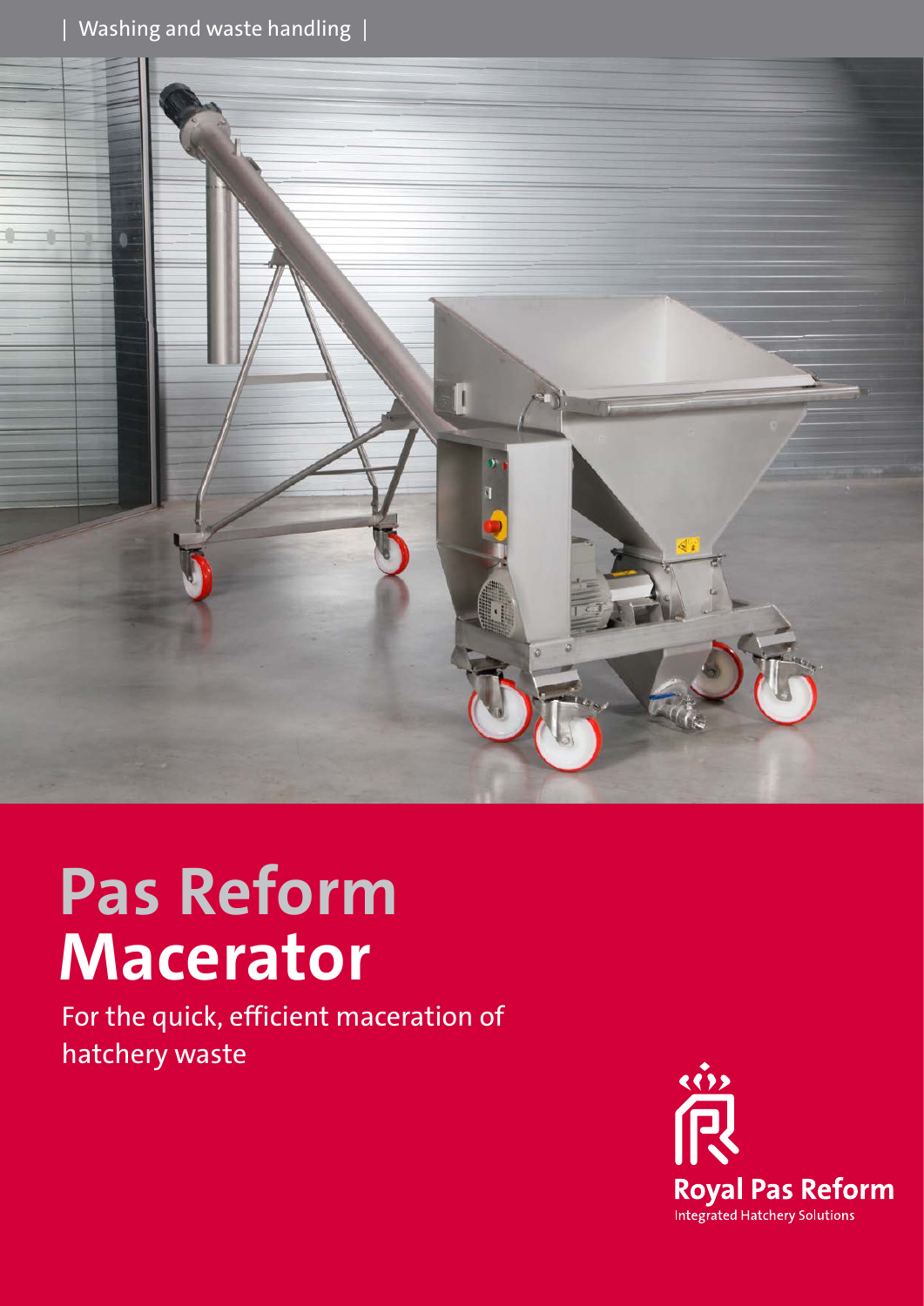| Washing and waste handling |

# Pas Reform Macerator

For the quick, efficient maceration of hatchery waste

Royal Pas Reform
Integrated Hatchery Solutions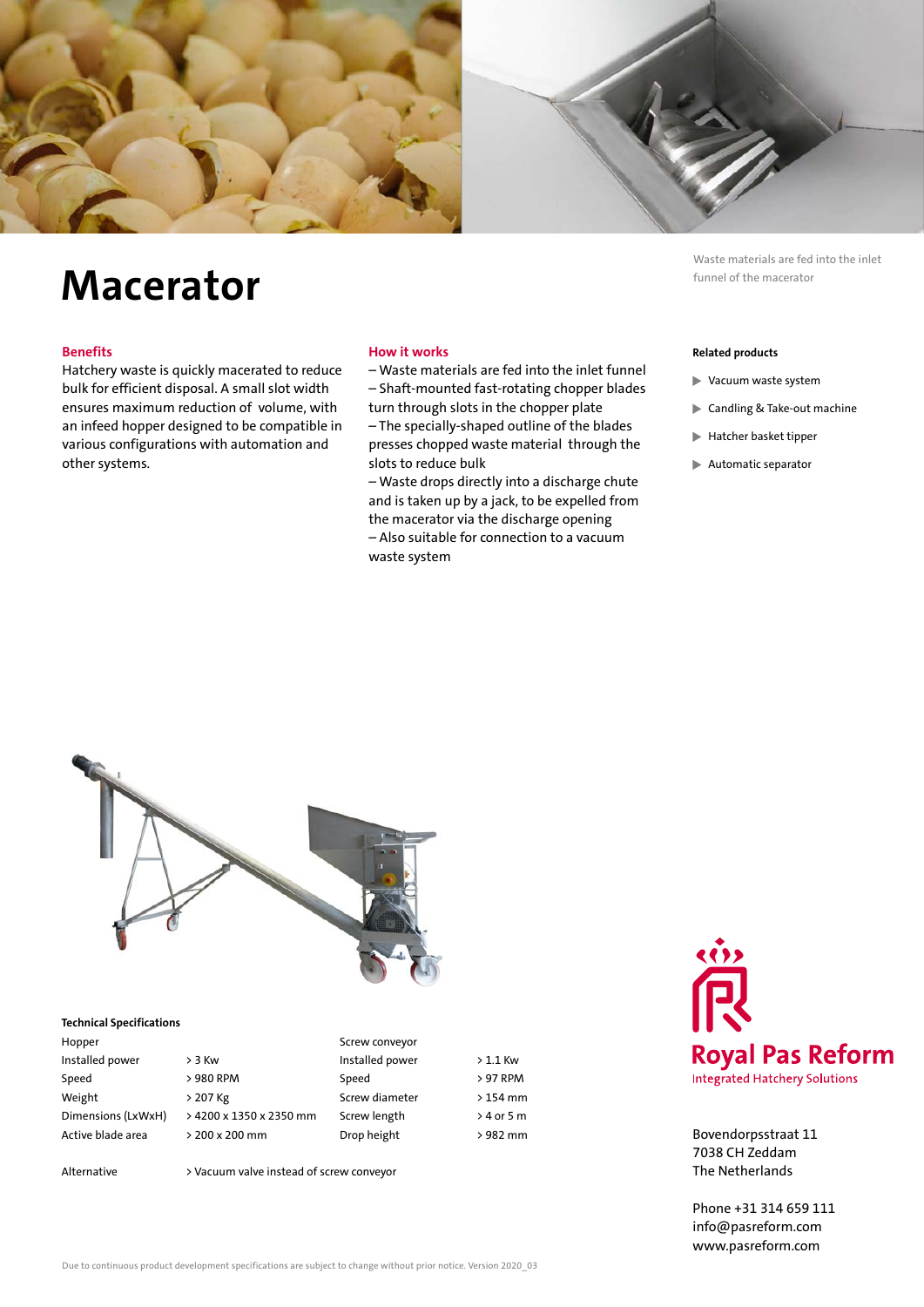# Macerator

Waste materials are fed into the inlet funnel of the macerator

### Benefits

Hatchery waste is quickly macerated to reduce bulk for efficient disposal. A small slot width ensures maximum reduction of volume, with an infeed hopper designed to be compatible in various configurations with automation and other systems.

### How it works

– Waste materials are fed into the inlet funnel
– Shaft-mounted fast-rotating chopper blades turn through slots in the chopper plate
– The specially-shaped outline of the blades presses chopped waste material through the slots to reduce bulk
– Waste drops directly into a discharge chute and is taken up by a jack, to be expelled from the macerator via the discharge opening
– Also suitable for connection to a vacuum waste system

### Related products

- Vacuum waste system
- Candling & Take-out machine
- Hatcher basket tipper
- Automatic separator

### Technical Specifications

| | | | |
|---|---|---|---|
| Hopper | | Screw conveyor | |
| Installed power | > 3 Kw | Installed power | > 1.1 Kw |
| Speed | > 980 RPM | Speed | > 97 RPM |
| Weight | > 207 Kg | Screw diameter | > 154 mm |
| Dimensions (LxWxH) | > 4200 x 1350 x 2350 mm | Screw length | > 4 or 5 m |
| Active blade area | > 200 x 200 mm | Drop height | > 982 mm |

| | |
|---|---|
| Alternative | > Vacuum valve instead of screw conveyor |

**Royal Pas Reform**
Integrated Hatchery Solutions

Bovendorpsstraat 11
7038 CH Zeddam
The Netherlands

Phone +31 314 659 111
info@pasreform.com
www.pasreform.com

Due to continuous product development specifications are subject to change without prior notice. Version 2020_03